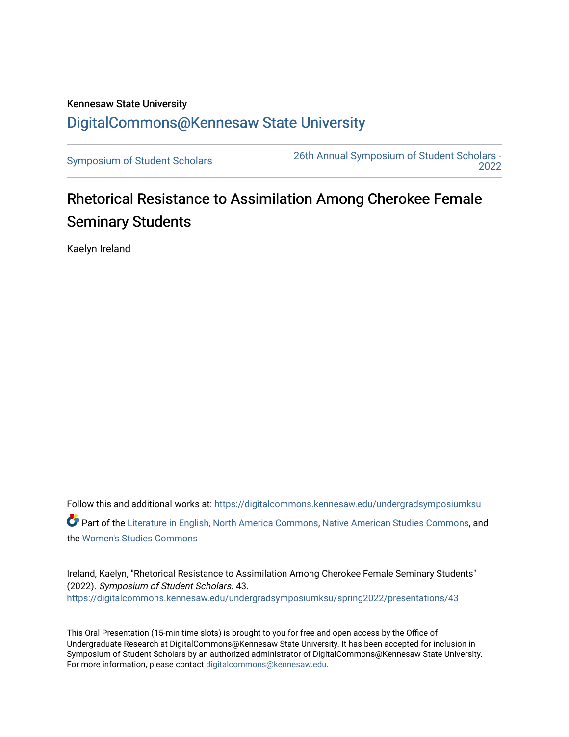Kennesaw State University

# DigitalCommons@Kennesaw State University

Symposium of Student Scholars | 26th Annual Symposium of Student Scholars - 2022

## Rhetorical Resistance to Assimilation Among Cherokee Female Seminary Students

Kaelyn Ireland

Follow this and additional works at: https://digitalcommons.kennesaw.edu/undergradsymposiumksu

Part of the Literature in English, North America Commons, Native American Studies Commons, and the Women's Studies Commons

Ireland, Kaelyn, "Rhetorical Resistance to Assimilation Among Cherokee Female Seminary Students" (2022). *Symposium of Student Scholars*. 43.
https://digitalcommons.kennesaw.edu/undergradsymposiumksu/spring2022/presentations/43

This Oral Presentation (15-min time slots) is brought to you for free and open access by the Office of Undergraduate Research at DigitalCommons@Kennesaw State University. It has been accepted for inclusion in Symposium of Student Scholars by an authorized administrator of DigitalCommons@Kennesaw State University. For more information, please contact digitalcommons@kennesaw.edu.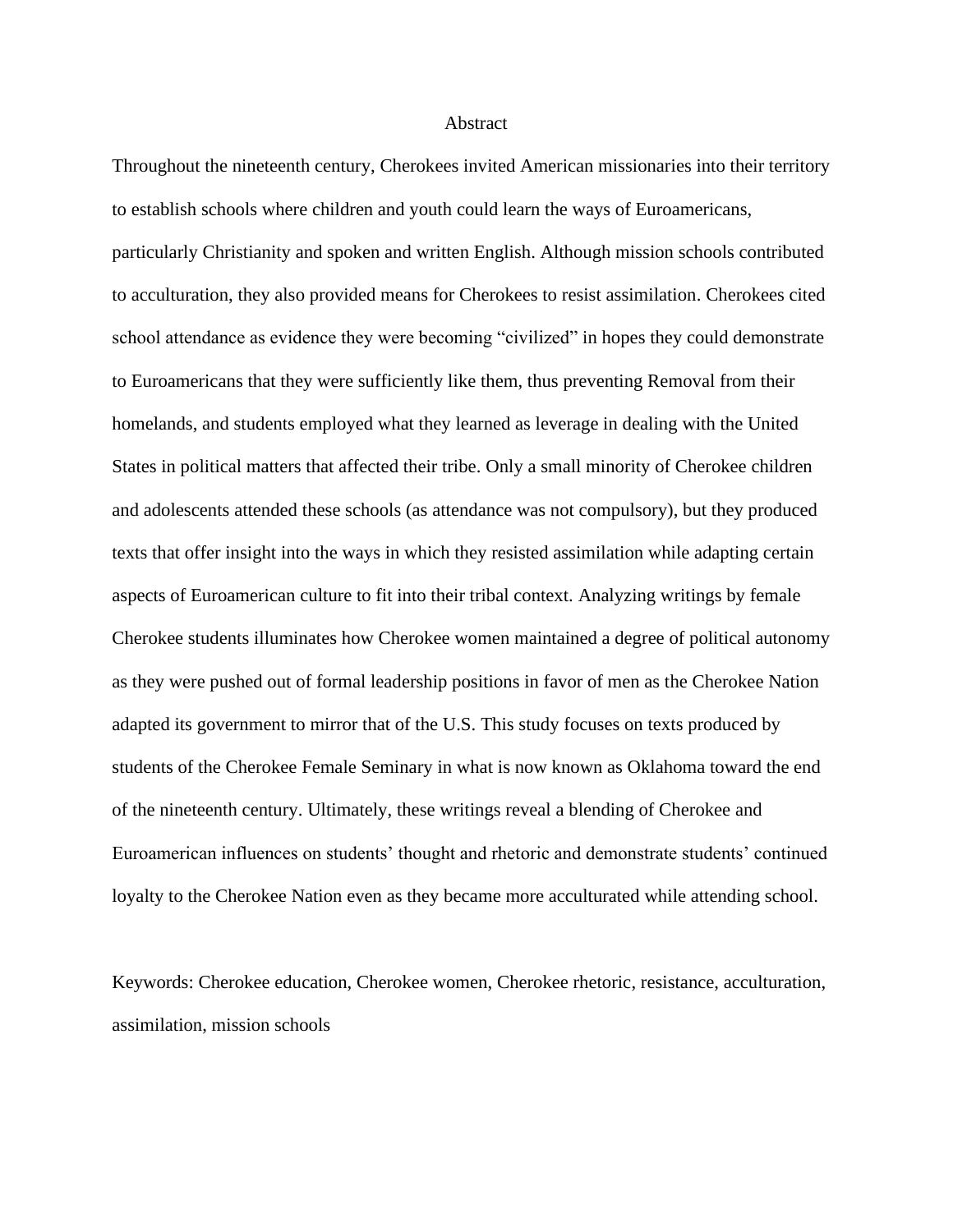# Abstract

Throughout the nineteenth century, Cherokees invited American missionaries into their territory to establish schools where children and youth could learn the ways of Euroamericans, particularly Christianity and spoken and written English. Although mission schools contributed to acculturation, they also provided means for Cherokees to resist assimilation. Cherokees cited school attendance as evidence they were becoming "civilized" in hopes they could demonstrate to Euroamericans that they were sufficiently like them, thus preventing Removal from their homelands, and students employed what they learned as leverage in dealing with the United States in political matters that affected their tribe. Only a small minority of Cherokee children and adolescents attended these schools (as attendance was not compulsory), but they produced texts that offer insight into the ways in which they resisted assimilation while adapting certain aspects of Euroamerican culture to fit into their tribal context. Analyzing writings by female Cherokee students illuminates how Cherokee women maintained a degree of political autonomy as they were pushed out of formal leadership positions in favor of men as the Cherokee Nation adapted its government to mirror that of the U.S. This study focuses on texts produced by students of the Cherokee Female Seminary in what is now known as Oklahoma toward the end of the nineteenth century. Ultimately, these writings reveal a blending of Cherokee and Euroamerican influences on students' thought and rhetoric and demonstrate students' continued loyalty to the Cherokee Nation even as they became more acculturated while attending school.

Keywords: Cherokee education, Cherokee women, Cherokee rhetoric, resistance, acculturation, assimilation, mission schools